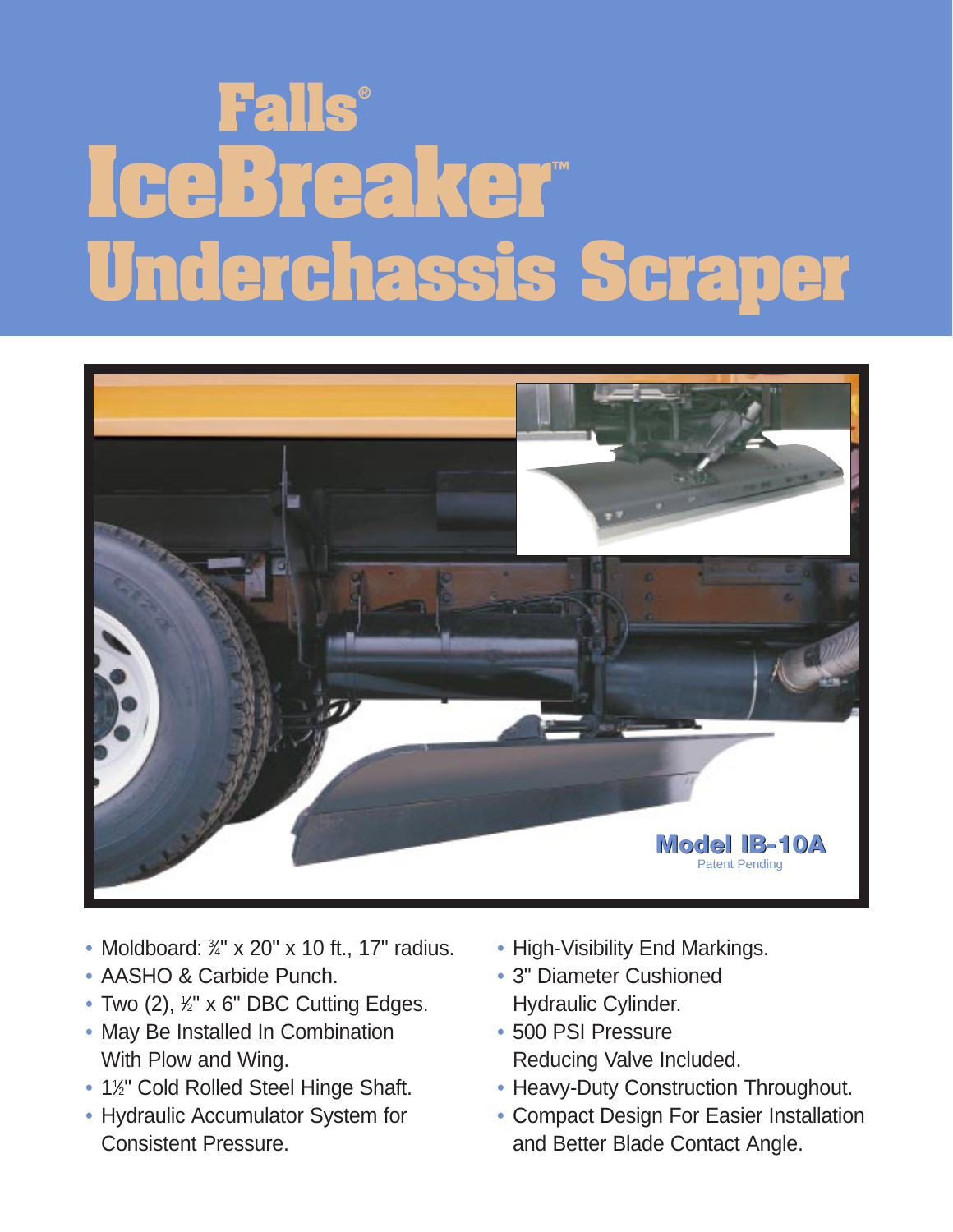# Falls®
# IceBreaker™
# Underchassis Scraper

**Model IB-10A**
Patent Pending

- Moldboard: ¾" x 20" x 10 ft., 17" radius.
- AASHO & Carbide Punch.
- Two (2), ½" x 6" DBC Cutting Edges.
- May Be Installed In Combination With Plow and Wing.
- 1½" Cold Rolled Steel Hinge Shaft.
- Hydraulic Accumulator System for Consistent Pressure.
- High-Visibility End Markings.
- 3" Diameter Cushioned Hydraulic Cylinder.
- 500 PSI Pressure Reducing Valve Included.
- Heavy-Duty Construction Throughout.
- Compact Design For Easier Installation and Better Blade Contact Angle.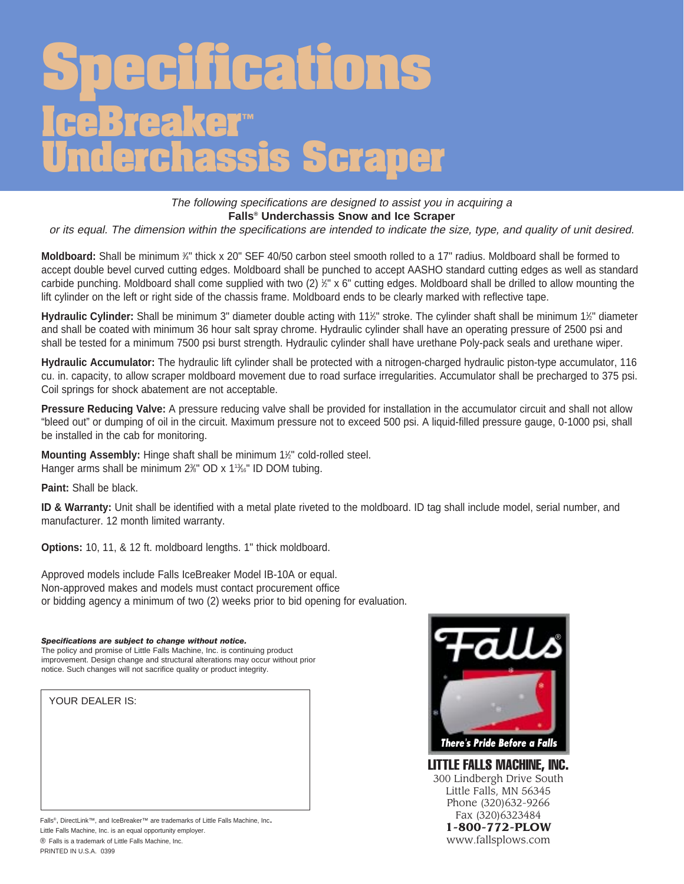# Specifications

## IceBreaker™ Underchassis Scraper

*The following specifications are designed to assist you in acquiring a*
**Falls® Underchassis Snow and Ice Scraper**
*or its equal. The dimension within the specifications are intended to indicate the size, type, and quality of unit desired.*

**Moldboard:** Shall be minimum ¾" thick x 20" SEF 40/50 carbon steel smooth rolled to a 17" radius. Moldboard shall be formed to accept double bevel curved cutting edges. Moldboard shall be punched to accept AASHO standard cutting edges as well as standard carbide punching. Moldboard shall come supplied with two (2) ½" x 6" cutting edges. Moldboard shall be drilled to allow mounting the lift cylinder on the left or right side of the chassis frame. Moldboard ends to be clearly marked with reflective tape.

**Hydraulic Cylinder:** Shall be minimum 3" diameter double acting with 11½" stroke. The cylinder shaft shall be minimum 1½" diameter and shall be coated with minimum 36 hour salt spray chrome. Hydraulic cylinder shall have an operating pressure of 2500 psi and shall be tested for a minimum 7500 psi burst strength. Hydraulic cylinder shall have urethane Poly-pack seals and urethane wiper.

**Hydraulic Accumulator:** The hydraulic lift cylinder shall be protected with a nitrogen-charged hydraulic piston-type accumulator, 116 cu. in. capacity, to allow scraper moldboard movement due to road surface irregularities. Accumulator shall be precharged to 375 psi. Coil springs for shock abatement are not acceptable.

**Pressure Reducing Valve:** A pressure reducing valve shall be provided for installation in the accumulator circuit and shall not allow "bleed out" or dumping of oil in the circuit. Maximum pressure not to exceed 500 psi. A liquid-filled pressure gauge, 0-1000 psi, shall be installed in the cab for monitoring.

**Mounting Assembly:** Hinge shaft shall be minimum 1½" cold-rolled steel.
Hanger arms shall be minimum 2⅜" OD x 1¹³⁄₁₆" ID DOM tubing.

**Paint:** Shall be black.

**ID & Warranty:** Unit shall be identified with a metal plate riveted to the moldboard. ID tag shall include model, serial number, and manufacturer. 12 month limited warranty.

**Options:** 10, 11, & 12 ft. moldboard lengths. 1" thick moldboard.

Approved models include Falls IceBreaker Model IB-10A or equal.
Non-approved makes and models must contact procurement office
or bidding agency a minimum of two (2) weeks prior to bid opening for evaluation.

***Specifications are subject to change without notice.***
The policy and promise of Little Falls Machine, Inc. is continuing product improvement. Design change and structural alterations may occur without prior notice. Such changes will not sacrifice quality or product integrity.

YOUR DEALER IS:

Falls®

*There's Pride Before a Falls*

**LITTLE FALLS MACHINE, INC.**
300 Lindbergh Drive South
Little Falls, MN 56345
Phone (320)632-9266
Fax (320)6323484
**1-800-772-PLOW**
www.fallsplows.com

Falls®, DirectLink™, and IceBreaker™ are trademarks of Little Falls Machine, Inc.
Little Falls Machine, Inc. is an equal opportunity employer.
® Falls is a trademark of Little Falls Machine, Inc.
PRINTED IN U.S.A. 0399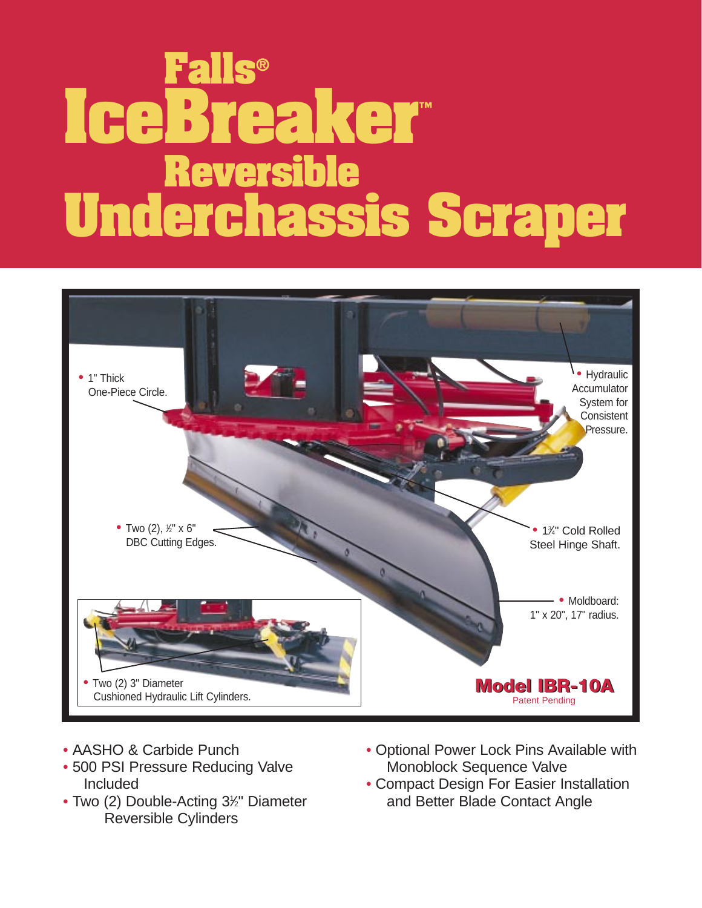# Falls® IceBreaker™ Reversible Underchassis Scraper

- 1" Thick One-Piece Circle.
- Hydraulic Accumulator System for Consistent Pressure.
- Two (2), ½" x 6" DBC Cutting Edges.
- 1¾" Cold Rolled Steel Hinge Shaft.
- Moldboard: 1" x 20", 17" radius.
- Two (2) 3" Diameter Cushioned Hydraulic Lift Cylinders.

**Model IBR-10A**
Patent Pending

- AASHO & Carbide Punch
- 500 PSI Pressure Reducing Valve Included
- Two (2) Double-Acting 3½" Diameter Reversible Cylinders
- Optional Power Lock Pins Available with Monoblock Sequence Valve
- Compact Design For Easier Installation and Better Blade Contact Angle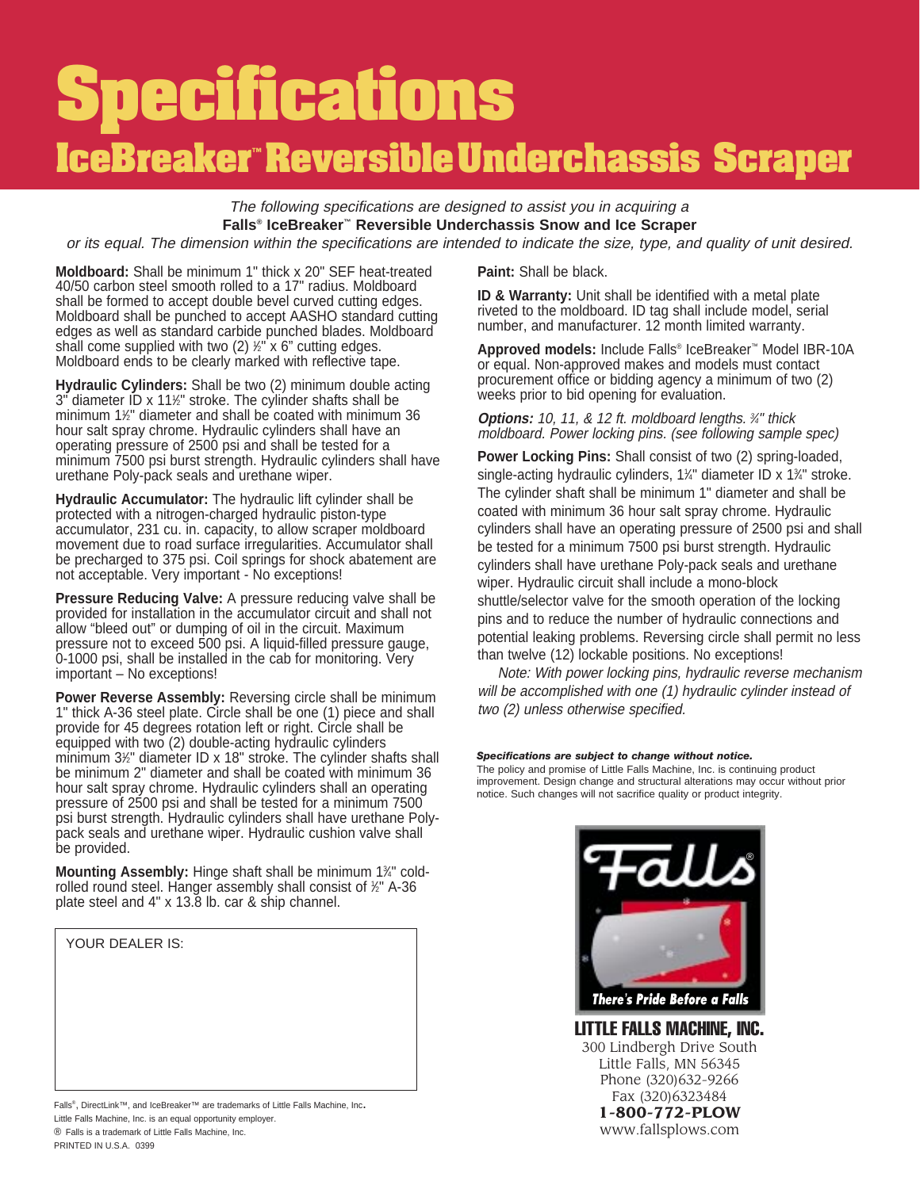# Specifications

## IceBreaker™ Reversible Underchassis Scraper

*The following specifications are designed to assist you in acquiring a* **Falls® IceBreaker™ Reversible Underchassis Snow and Ice Scraper** *or its equal. The dimension within the specifications are intended to indicate the size, type, and quality of unit desired.*

**Moldboard:** Shall be minimum 1" thick x 20" SEF heat-treated 40/50 carbon steel smooth rolled to a 17" radius. Moldboard shall be formed to accept double bevel curved cutting edges. Moldboard shall be punched to accept AASHO standard cutting edges as well as standard carbide punched blades. Moldboard shall come supplied with two (2) ½" x 6" cutting edges. Moldboard ends to be clearly marked with reflective tape.

**Hydraulic Cylinders:** Shall be two (2) minimum double acting 3" diameter ID x 11½" stroke. The cylinder shafts shall be minimum 1½" diameter and shall be coated with minimum 36 hour salt spray chrome. Hydraulic cylinders shall have an operating pressure of 2500 psi and shall be tested for a minimum 7500 psi burst strength. Hydraulic cylinders shall have urethane Poly-pack seals and urethane wiper.

**Hydraulic Accumulator:** The hydraulic lift cylinder shall be protected with a nitrogen-charged hydraulic piston-type accumulator, 231 cu. in. capacity, to allow scraper moldboard movement due to road surface irregularities. Accumulator shall be precharged to 375 psi. Coil springs for shock abatement are not acceptable. Very important - No exceptions!

**Pressure Reducing Valve:** A pressure reducing valve shall be provided for installation in the accumulator circuit and shall not allow "bleed out" or dumping of oil in the circuit. Maximum pressure not to exceed 500 psi. A liquid-filled pressure gauge, 0-1000 psi, shall be installed in the cab for monitoring. Very important – No exceptions!

**Power Reverse Assembly:** Reversing circle shall be minimum 1" thick A-36 steel plate. Circle shall be one (1) piece and shall provide for 45 degrees rotation left or right. Circle shall be equipped with two (2) double-acting hydraulic cylinders minimum 3½" diameter ID x 18" stroke. The cylinder shafts shall be minimum 2" diameter and shall be coated with minimum 36 hour salt spray chrome. Hydraulic cylinders shall an operating pressure of 2500 psi and shall be tested for a minimum 7500 psi burst strength. Hydraulic cylinders shall have urethane Poly-pack seals and urethane wiper. Hydraulic cushion valve shall be provided.

**Mounting Assembly:** Hinge shaft shall be minimum 1¾" cold-rolled round steel. Hanger assembly shall consist of ½" A-36 plate steel and 4" x 13.8 lb. car & ship channel.

YOUR DEALER IS:

**Paint:** Shall be black.

**ID & Warranty:** Unit shall be identified with a metal plate riveted to the moldboard. ID tag shall include model, serial number, and manufacturer. 12 month limited warranty.

**Approved models:** Include Falls® IceBreaker™ Model IBR-10A or equal. Non-approved makes and models must contact procurement office or bidding agency a minimum of two (2) weeks prior to bid opening for evaluation.

***Options:*** *10, 11, & 12 ft. moldboard lengths. ¾" thick moldboard. Power locking pins. (see following sample spec)*

**Power Locking Pins:** Shall consist of two (2) spring-loaded, single-acting hydraulic cylinders, 1¼" diameter ID x 1¾" stroke. The cylinder shaft shall be minimum 1" diameter and shall be coated with minimum 36 hour salt spray chrome. Hydraulic cylinders shall have an operating pressure of 2500 psi and shall be tested for a minimum 7500 psi burst strength. Hydraulic cylinders shall have urethane Poly-pack seals and urethane wiper. Hydraulic circuit shall include a mono-block shuttle/selector valve for the smooth operation of the locking pins and to reduce the number of hydraulic connections and potential leaking problems. Reversing circle shall permit no less than twelve (12) lockable positions. No exceptions!

*Note: With power locking pins, hydraulic reverse mechanism will be accomplished with one (1) hydraulic cylinder instead of two (2) unless otherwise specified.*

***Specifications are subject to change without notice.***
The policy and promise of Little Falls Machine, Inc. is continuing product improvement. Design change and structural alterations may occur without prior notice. Such changes will not sacrifice quality or product integrity.

Falls® There's Pride Before a Falls

**LITTLE FALLS MACHINE, INC.**
300 Lindbergh Drive South
Little Falls, MN 56345
Phone (320)632-9266
Fax (320)6323484
**1-800-772-PLOW**
www.fallsplows.com

Falls®, DirectLink™, and IceBreaker™ are trademarks of Little Falls Machine, Inc.
Little Falls Machine, Inc. is an equal opportunity employer.
® Falls is a trademark of Little Falls Machine, Inc.
PRINTED IN U.S.A. 0399